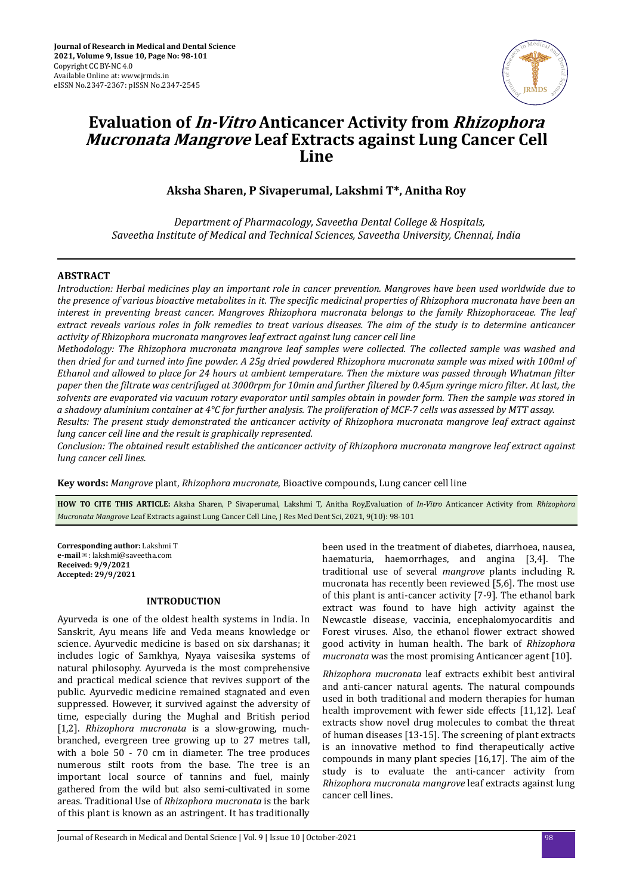# Evaluation of *In-Vitro* Anticancer Activity from *Rhizophora Mucronata Mangrove* Leaf Extracts against Lung Cancer Cell Line

**Aksha Sharen, P Sivaperumal, Lakshmi T\*, Anitha Roy**

*Department of Pharmacology, Saveetha Dental College & Hospitals, Saveetha Institute of Medical and Technical Sciences, Saveetha University, Chennai, India*

## ABSTRACT

*Introduction: Herbal medicines play an important role in cancer prevention. Mangroves have been used worldwide due to the presence of various bioactive metabolites in it. The specific medicinal properties of Rhizophora mucronata have been an interest in preventing breast cancer. Mangroves Rhizophora mucronata belongs to the family Rhizophoraceae. The leaf extract reveals various roles in folk remedies to treat various diseases. The aim of the study is to determine anticancer activity of Rhizophora mucronata mangroves leaf extract against lung cancer cell line*

*Methodology: The Rhizophora mucronata mangrove leaf samples were collected. The collected sample was washed and then dried for and turned into fine powder. A 25g dried powdered Rhizophora mucronata sample was mixed with 100ml of Ethanol and allowed to place for 24 hours at ambient temperature. Then the mixture was passed through Whatman filter paper then the filtrate was centrifuged at 3000rpm for 10min and further filtered by 0.45μm syringe micro filter. At last, the solvents are evaporated via vacuum rotary evaporator until samples obtain in powder form. Then the sample was stored in a shadowy aluminium container at 4°C for further analysis. The proliferation of MCF-7 cells was assessed by MTT assay.*

*Results: The present study demonstrated the anticancer activity of Rhizophora mucronata mangrove leaf extract against lung cancer cell line and the result is graphically represented.*

*Conclusion: The obtained result established the anticancer activity of Rhizophora mucronata mangrove leaf extract against lung cancer cell lines.*

**Key words:** *Mangrove* plant, *Rhizophora mucronate*, Bioactive compounds, Lung cancer cell line

**HOW TO CITE THIS ARTICLE:** Aksha Sharen, P Sivaperumal, Lakshmi T, Anitha Roy,Evaluation of *In-Vitro* Anticancer Activity from *Rhizophora Mucronata Mangrove* Leaf Extracts against Lung Cancer Cell Line, J Res Med Dent Sci, 2021, 9(10): 98-101

**Corresponding author:** Lakshmi T
**e-mail**✉: lakshmi@saveetha.com
**Received: 9/9/2021**
**Accepted: 29/9/2021**

## INTRODUCTION

Ayurveda is one of the oldest health systems in India. In Sanskrit, Ayu means life and Veda means knowledge or science. Ayurvedic medicine is based on six darshanas; it includes logic of Samkhya, Nyaya vaisesika systems of natural philosophy. Ayurveda is the most comprehensive and practical medical science that revives support of the public. Ayurvedic medicine remained stagnated and even suppressed. However, it survived against the adversity of time, especially during the Mughal and British period [1,2]. *Rhizophora mucronata* is a slow-growing, much-branched, evergreen tree growing up to 27 metres tall, with a bole 50 - 70 cm in diameter. The tree produces numerous stilt roots from the base. The tree is an important local source of tannins and fuel, mainly gathered from the wild but also semi-cultivated in some areas. Traditional Use of *Rhizophora mucronata* is the bark of this plant is known as an astringent. It has traditionally been used in the treatment of diabetes, diarrhoea, nausea, haematuria, haemorrhages, and angina [3,4]. The traditional use of several *mangrove* plants including R. mucronata has recently been reviewed [5,6]. The most use of this plant is anti-cancer activity [7-9]. The ethanol bark extract was found to have high activity against the Newcastle disease, vaccinia, encephalomyocarditis and Forest viruses. Also, the ethanol flower extract showed good activity in human health. The bark of *Rhizophora mucronata* was the most promising Anticancer agent [10].

*Rhizophora mucronata* leaf extracts exhibit best antiviral and anti-cancer natural agents. The natural compounds used in both traditional and modern therapies for human health improvement with fewer side effects [11,12]. Leaf extracts show novel drug molecules to combat the threat of human diseases [13-15]. The screening of plant extracts is an innovative method to find therapeutically active compounds in many plant species [16,17]. The aim of the study is to evaluate the anti-cancer activity from *Rhizophora mucronata mangrove* leaf extracts against lung cancer cell lines.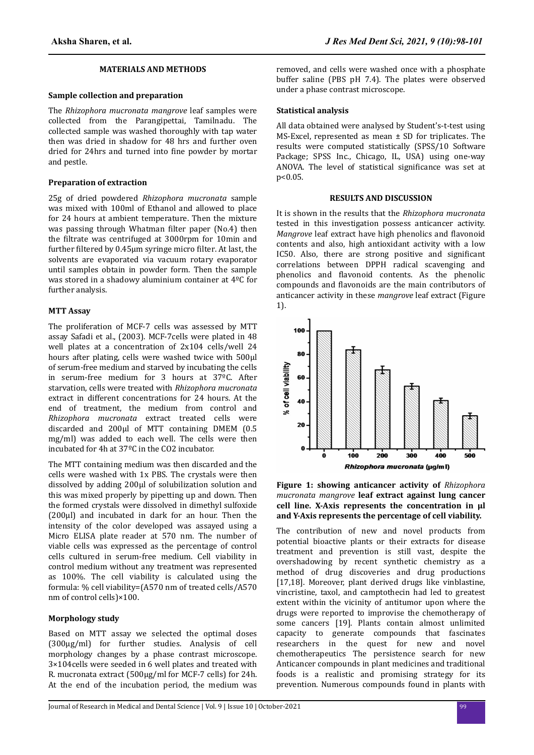## MATERIALS AND METHODS

### Sample collection and preparation

The *Rhizophora mucronata mangrove* leaf samples were collected from the Parangipettai, Tamilnadu. The collected sample was washed thoroughly with tap water then was dried in shadow for 48 hrs and further oven dried for 24hrs and turned into fine powder by mortar and pestle.

### Preparation of extraction

25g of dried powdered *Rhizophora mucronata* sample was mixed with 100ml of Ethanol and allowed to place for 24 hours at ambient temperature. Then the mixture was passing through Whatman filter paper (No.4) then the filtrate was centrifuged at 3000rpm for 10min and further filtered by 0.45μm syringe micro filter. At last, the solvents are evaporated via vacuum rotary evaporator until samples obtain in powder form. Then the sample was stored in a shadowy aluminium container at 4ºC for further analysis.

### MTT Assay

The proliferation of MCF-7 cells was assessed by MTT assay Safadi et al., (2003). MCF-7cells were plated in 48 well plates at a concentration of 2x104 cells/well 24 hours after plating, cells were washed twice with 500μl of serum-free medium and starved by incubating the cells in serum-free medium for 3 hours at 37ºC. After starvation, cells were treated with *Rhizophora mucronata* extract in different concentrations for 24 hours. At the end of treatment, the medium from control and *Rhizophora mucronata* extract treated cells were discarded and 200μl of MTT containing DMEM (0.5 mg/ml) was added to each well. The cells were then incubated for 4h at 37ºC in the CO2 incubator.

The MTT containing medium was then discarded and the cells were washed with 1x PBS. The crystals were then dissolved by adding 200μl of solubilization solution and this was mixed properly by pipetting up and down. Then the formed crystals were dissolved in dimethyl sulfoxide (200μl) and incubated in dark for an hour. Then the intensity of the color developed was assayed using a Micro ELISA plate reader at 570 nm. The number of viable cells was expressed as the percentage of control cells cultured in serum-free medium. Cell viability in control medium without any treatment was represented as 100%. The cell viability is calculated using the formula: % cell viability=(A570 nm of treated cells/A570 nm of control cells)×100.

### Morphology study

Based on MTT assay we selected the optimal doses (300μg/ml) for further studies. Analysis of cell morphology changes by a phase contrast microscope. 3×104cells were seeded in 6 well plates and treated with R. mucronata extract (500μg/ml for MCF-7 cells) for 24h. At the end of the incubation period, the medium was removed, and cells were washed once with a phosphate buffer saline (PBS pH 7.4). The plates were observed under a phase contrast microscope.

### Statistical analysis

All data obtained were analysed by Student's-t-test using MS-Excel, represented as mean ± SD for triplicates. The results were computed statistically (SPSS/10 Software Package; SPSS Inc., Chicago, IL, USA) using one-way ANOVA. The level of statistical significance was set at $p<0.05$.

## RESULTS AND DISCUSSION

It is shown in the results that the *Rhizophora mucronata* tested in this investigation possess anticancer activity. *Mangrove* leaf extract have high phenolics and flavonoid contents and also, high antioxidant activity with a low IC50. Also, there are strong positive and significant correlations between DPPH radical scavenging and phenolics and flavonoid contents. As the phenolic compounds and flavonoids are the main contributors of anticancer activity in these *mangrove* leaf extract (Figure 1).

**Figure 1: showing anticancer activity of *Rhizophora mucronata mangrove* leaf extract against lung cancer cell line. X-Axis represents the concentration in μl and Y-Axis represents the percentage of cell viability.**

The contribution of new and novel products from potential bioactive plants or their extracts for disease treatment and prevention is still vast, despite the overshadowing by recent synthetic chemistry as a method of drug discoveries and drug productions [17,18]. Moreover, plant derived drugs like vinblastine, vincristine, taxol, and camptothecin had led to greatest extent within the vicinity of antitumor upon where the drugs were reported to improvise the chemotherapy of some cancers [19]. Plants contain almost unlimited capacity to generate compounds that fascinates researchers in the quest for new and novel chemotherapeutics The persistence search for new Anticancer compounds in plant medicines and traditional foods is a realistic and promising strategy for its prevention. Numerous compounds found in plants with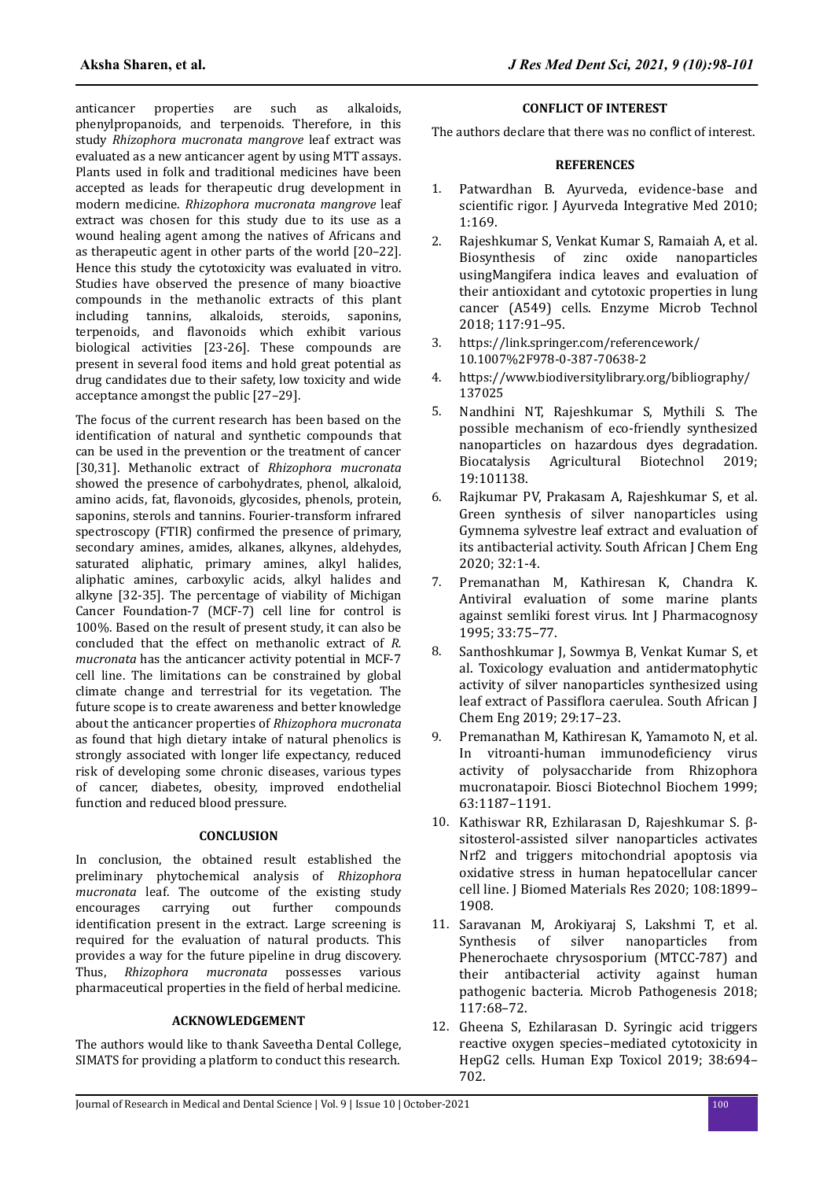anticancer properties are such as alkaloids, phenylpropanoids, and terpenoids. Therefore, in this study *Rhizophora mucronata mangrove* leaf extract was evaluated as a new anticancer agent by using MTT assays. Plants used in folk and traditional medicines have been accepted as leads for therapeutic drug development in modern medicine. *Rhizophora mucronata mangrove* leaf extract was chosen for this study due to its use as a wound healing agent among the natives of Africans and as therapeutic agent in other parts of the world [20–22]. Hence this study the cytotoxicity was evaluated in vitro. Studies have observed the presence of many bioactive compounds in the methanolic extracts of this plant including tannins, alkaloids, steroids, saponins, terpenoids, and flavonoids which exhibit various biological activities [23-26]. These compounds are present in several food items and hold great potential as drug candidates due to their safety, low toxicity and wide acceptance amongst the public [27–29].

The focus of the current research has been based on the identification of natural and synthetic compounds that can be used in the prevention or the treatment of cancer [30,31]. Methanolic extract of *Rhizophora mucronata* showed the presence of carbohydrates, phenol, alkaloid, amino acids, fat, flavonoids, glycosides, phenols, protein, saponins, sterols and tannins. Fourier-transform infrared spectroscopy (FTIR) confirmed the presence of primary, secondary amines, amides, alkanes, alkynes, aldehydes, saturated aliphatic, primary amines, alkyl halides, aliphatic amines, carboxylic acids, alkyl halides and alkyne [32-35]. The percentage of viability of Michigan Cancer Foundation-7 (MCF-7) cell line for control is 100%. Based on the result of present study, it can also be concluded that the effect on methanolic extract of *R. mucronata* has the anticancer activity potential in MCF-7 cell line. The limitations can be constrained by global climate change and terrestrial for its vegetation. The future scope is to create awareness and better knowledge about the anticancer properties of *Rhizophora mucronata* as found that high dietary intake of natural phenolics is strongly associated with longer life expectancy, reduced risk of developing some chronic diseases, various types of cancer, diabetes, obesity, improved endothelial function and reduced blood pressure.

## CONCLUSION

In conclusion, the obtained result established the preliminary phytochemical analysis of *Rhizophora mucronata* leaf. The outcome of the existing study encourages carrying out further compounds identification present in the extract. Large screening is required for the evaluation of natural products. This provides a way for the future pipeline in drug discovery. Thus, *Rhizophora mucronata* possesses various pharmaceutical properties in the field of herbal medicine.

## ACKNOWLEDGEMENT

The authors would like to thank Saveetha Dental College, SIMATS for providing a platform to conduct this research.

## CONFLICT OF INTEREST

The authors declare that there was no conflict of interest.

## REFERENCES

1. Patwardhan B. Ayurveda, evidence-base and scientific rigor. J Ayurveda Integrative Med 2010; 1:169.
2. Rajeshkumar S, Venkat Kumar S, Ramaiah A, et al. Biosynthesis of zinc oxide nanoparticles usingMangifera indica leaves and evaluation of their antioxidant and cytotoxic properties in lung cancer (A549) cells. Enzyme Microb Technol 2018; 117:91–95.
3. https://link.springer.com/referencework/10.1007%2F978-0-387-70638-2
4. https://www.biodiversitylibrary.org/bibliography/137025
5. Nandhini NT, Rajeshkumar S, Mythili S. The possible mechanism of eco-friendly synthesized nanoparticles on hazardous dyes degradation. Biocatalysis Agricultural Biotechnol 2019; 19:101138.
6. Rajkumar PV, Prakasam A, Rajeshkumar S, et al. Green synthesis of silver nanoparticles using Gymnema sylvestre leaf extract and evaluation of its antibacterial activity. South African J Chem Eng 2020; 32:1-4.
7. Premanathan M, Kathiresan K, Chandra K. Antiviral evaluation of some marine plants against semliki forest virus. Int J Pharmacognosy 1995; 33:75–77.
8. Santhoshkumar J, Sowmya B, Venkat Kumar S, et al. Toxicology evaluation and antidermatophytic activity of silver nanoparticles synthesized using leaf extract of Passiflora caerulea. South African J Chem Eng 2019; 29:17–23.
9. Premanathan M, Kathiresan K, Yamamoto N, et al. In vitroanti-human immunodeficiency virus activity of polysaccharide from Rhizophora mucronatapoir. Biosci Biotechnol Biochem 1999; 63:1187–1191.
10. Kathiswar RR, Ezhilarasan D, Rajeshkumar S. β-sitosterol-assisted silver nanoparticles activates Nrf2 and triggers mitochondrial apoptosis via oxidative stress in human hepatocellular cancer cell line. J Biomed Materials Res 2020; 108:1899–1908.
11. Saravanan M, Arokiyaraj S, Lakshmi T, et al. Synthesis of silver nanoparticles from Phenerochaete chrysosporium (MTCC-787) and their antibacterial activity against human pathogenic bacteria. Microb Pathogenesis 2018; 117:68–72.
12. Gheena S, Ezhilarasan D. Syringic acid triggers reactive oxygen species–mediated cytotoxicity in HepG2 cells. Human Exp Toxicol 2019; 38:694–702.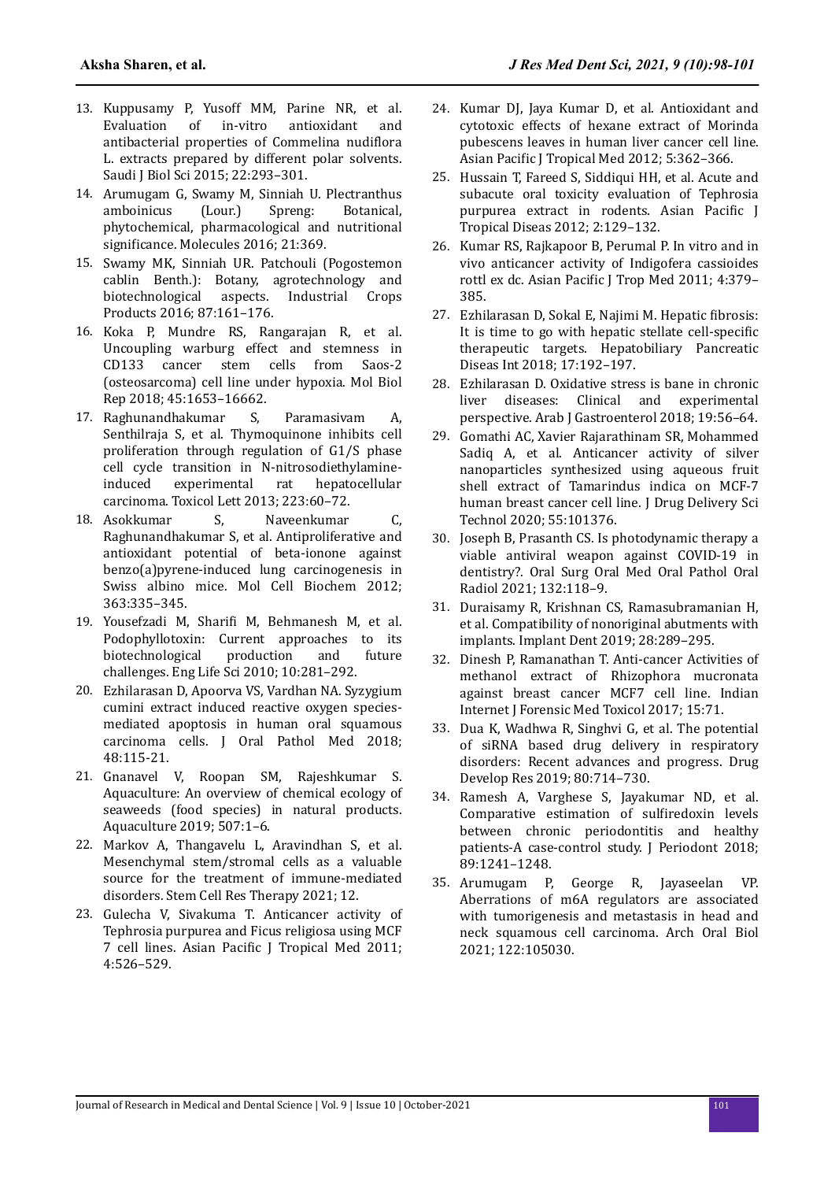13. Kuppusamy P, Yusoff MM, Parine NR, et al. Evaluation of in-vitro antioxidant and antibacterial properties of Commelina nudiflora L. extracts prepared by different polar solvents. Saudi J Biol Sci 2015; 22:293–301.
14. Arumugam G, Swamy M, Sinniah U. Plectranthus amboinicus (Lour.) Spreng: Botanical, phytochemical, pharmacological and nutritional significance. Molecules 2016; 21:369.
15. Swamy MK, Sinniah UR. Patchouli (Pogostemon cablin Benth.): Botany, agrotechnology and biotechnological aspects. Industrial Crops Products 2016; 87:161–176.
16. Koka P, Mundre RS, Rangarajan R, et al. Uncoupling warburg effect and stemness in CD133 cancer stem cells from Saos-2 (osteosarcoma) cell line under hypoxia. Mol Biol Rep 2018; 45:1653–16662.
17. Raghunandhakumar S, Paramasivam A, Senthilraja S, et al. Thymoquinone inhibits cell proliferation through regulation of G1/S phase cell cycle transition in N-nitrosodiethylamine-induced experimental rat hepatocellular carcinoma. Toxicol Lett 2013; 223:60–72.
18. Asokkumar S, Naveenkumar C, Raghunandhakumar S, et al. Antiproliferative and antioxidant potential of beta-ionone against benzo(a)pyrene-induced lung carcinogenesis in Swiss albino mice. Mol Cell Biochem 2012; 363:335–345.
19. Yousefzadi M, Sharifi M, Behmanesh M, et al. Podophyllotoxin: Current approaches to its biotechnological production and future challenges. Eng Life Sci 2010; 10:281–292.
20. Ezhilarasan D, Apoorva VS, Vardhan NA. Syzygium cumini extract induced reactive oxygen species-mediated apoptosis in human oral squamous carcinoma cells. J Oral Pathol Med 2018; 48:115-21.
21. Gnanavel V, Roopan SM, Rajeshkumar S. Aquaculture: An overview of chemical ecology of seaweeds (food species) in natural products. Aquaculture 2019; 507:1–6.
22. Markov A, Thangavelu L, Aravindhan S, et al. Mesenchymal stem/stromal cells as a valuable source for the treatment of immune-mediated disorders. Stem Cell Res Therapy 2021; 12.
23. Gulecha V, Sivakuma T. Anticancer activity of Tephrosia purpurea and Ficus religiosa using MCF 7 cell lines. Asian Pacific J Tropical Med 2011; 4:526–529.
24. Kumar DJ, Jaya Kumar D, et al. Antioxidant and cytotoxic effects of hexane extract of Morinda pubescens leaves in human liver cancer cell line. Asian Pacific J Tropical Med 2012; 5:362–366.
25. Hussain T, Fareed S, Siddiqui HH, et al. Acute and subacute oral toxicity evaluation of Tephrosia purpurea extract in rodents. Asian Pacific J Tropical Diseas 2012; 2:129–132.
26. Kumar RS, Rajkapoor B, Perumal P. In vitro and in vivo anticancer activity of Indigofera cassioides rottl ex dc. Asian Pacific J Trop Med 2011; 4:379–385.
27. Ezhilarasan D, Sokal E, Najimi M. Hepatic fibrosis: It is time to go with hepatic stellate cell-specific therapeutic targets. Hepatobiliary Pancreatic Diseas Int 2018; 17:192–197.
28. Ezhilarasan D. Oxidative stress is bane in chronic liver diseases: Clinical and experimental perspective. Arab J Gastroenterol 2018; 19:56–64.
29. Gomathi AC, Xavier Rajarathinam SR, Mohammed Sadiq A, et al. Anticancer activity of silver nanoparticles synthesized using aqueous fruit shell extract of Tamarindus indica on MCF-7 human breast cancer cell line. J Drug Delivery Sci Technol 2020; 55:101376.
30. Joseph B, Prasanth CS. Is photodynamic therapy a viable antiviral weapon against COVID-19 in dentistry?. Oral Surg Oral Med Oral Pathol Oral Radiol 2021; 132:118–9.
31. Duraisamy R, Krishnan CS, Ramasubramanian H, et al. Compatibility of nonoriginal abutments with implants. Implant Dent 2019; 28:289–295.
32. Dinesh P, Ramanathan T. Anti-cancer Activities of methanol extract of Rhizophora mucronata against breast cancer MCF7 cell line. Indian Internet J Forensic Med Toxicol 2017; 15:71.
33. Dua K, Wadhwa R, Singhvi G, et al. The potential of siRNA based drug delivery in respiratory disorders: Recent advances and progress. Drug Develop Res 2019; 80:714–730.
34. Ramesh A, Varghese S, Jayakumar ND, et al. Comparative estimation of sulfiredoxin levels between chronic periodontitis and healthy patients-A case-control study. J Periodont 2018; 89:1241–1248.
35. Arumugam P, George R, Jayaseelan VP. Aberrations of m6A regulators are associated with tumorigenesis and metastasis in head and neck squamous cell carcinoma. Arch Oral Biol 2021; 122:105030.